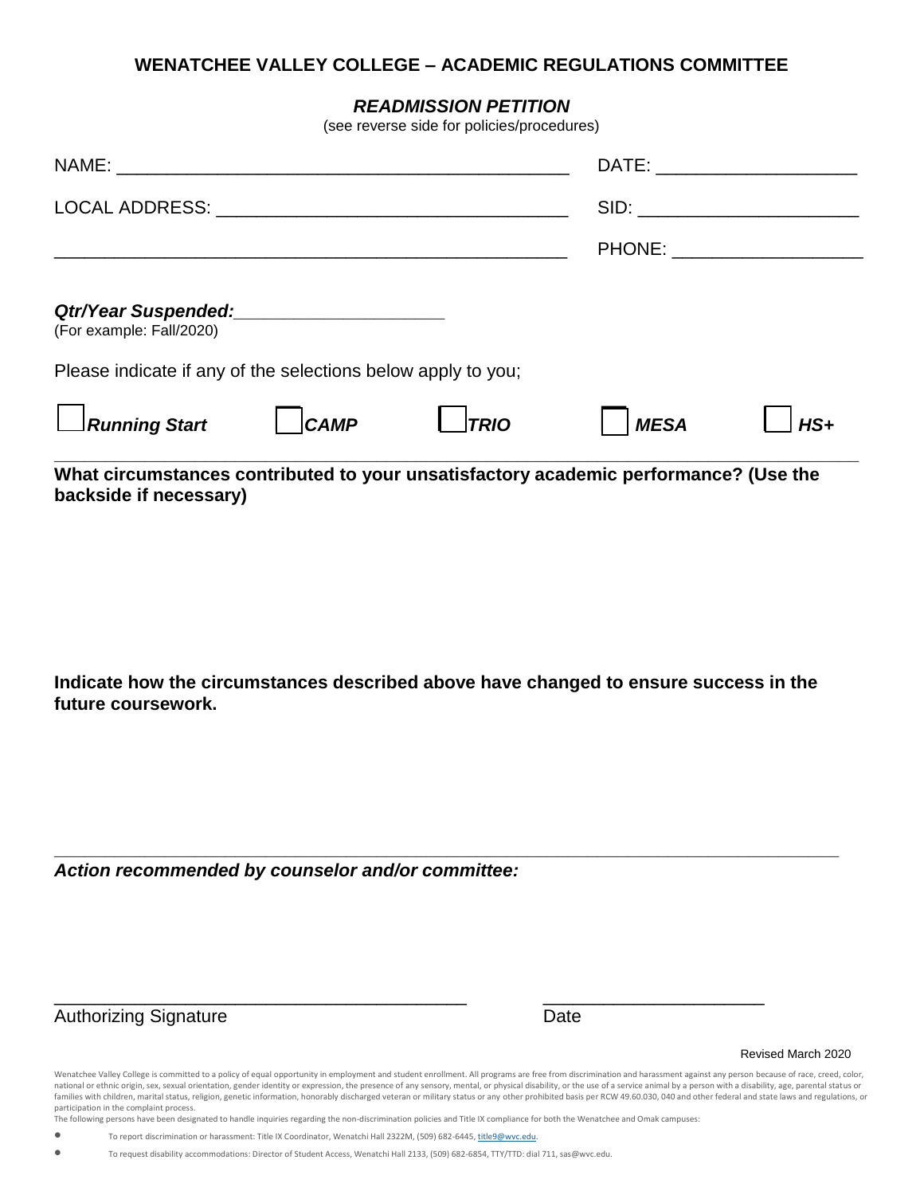**WENATCHEE VALLEY COLLEGE – ACADEMIC REGULATIONS COMMITTEE**

***READMISSION PETITION***

(see reverse side for policies/procedures)

NAME: ______________________________________________ DATE: ____________________

LOCAL ADDRESS: ___________________________________ SID: ______________________

___________________________________________________ PHONE: ___________________

***Qtr/Year Suspended:*** ______________________
(For example: Fall/2020)

Please indicate if any of the selections below apply to you;

☐ ***Running Start*** ☐ ***CAMP*** ☐ ***TRIO*** ☐ ***MESA*** ☐ ***HS+***

**What circumstances contributed to your unsatisfactory academic performance? (Use the backside if necessary)**

**Indicate how the circumstances described above have changed to ensure success in the future coursework.**

***Action recommended by counselor and/or committee:***

___________________________________________ ______________________

Authorizing Signature Date

Revised March 2020

Wenatchee Valley College is committed to a policy of equal opportunity in employment and student enrollment. All programs are free from discrimination and harassment against any person because of race, creed, color, national or ethnic origin, sex, sexual orientation, gender identity or expression, the presence of any sensory, mental, or physical disability, or the use of a service animal by a person with a disability, age, parental status or families with children, marital status, religion, genetic information, honorably discharged veteran or military status or any other prohibited basis per RCW 49.60.030, 040 and other federal and state laws and regulations, or participation in the complaint process.
The following persons have been designated to handle inquiries regarding the non-discrimination policies and Title IX compliance for both the Wenatchee and Omak campuses:

- To report discrimination or harassment: Title IX Coordinator, Wenatchi Hall 2322M, (509) 682-6445, title9@wvc.edu.
- To request disability accommodations: Director of Student Access, Wenatchi Hall 2133, (509) 682-6854, TTY/TTD: dial 711, sas@wvc.edu.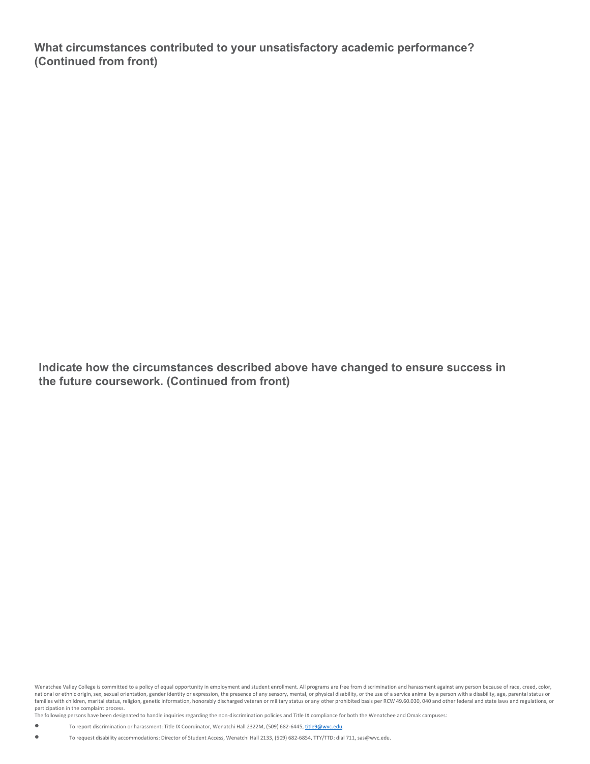**What circumstances contributed to your unsatisfactory academic performance? (Continued from front)**

**Indicate how the circumstances described above have changed to ensure success in the future coursework. (Continued from front)**

Wenatchee Valley College is committed to a policy of equal opportunity in employment and student enrollment. All programs are free from discrimination and harassment against any person because of race, creed, color, national or ethnic origin, sex, sexual orientation, gender identity or expression, the presence of any sensory, mental, or physical disability, or the use of a service animal by a person with a disability, age, parental status or families with children, marital status, religion, genetic information, honorably discharged veteran or military status or any other prohibited basis per RCW 49.60.030, 040 and other federal and state laws and regulations, or participation in the complaint process.

The following persons have been designated to handle inquiries regarding the non-discrimination policies and Title IX compliance for both the Wenatchee and Omak campuses:

- To report discrimination or harassment: Title IX Coordinator, Wenatchi Hall 2322M, (509) 682-6445, title9@wvc.edu.
- To request disability accommodations: Director of Student Access, Wenatchi Hall 2133, (509) 682-6854, TTY/TTD: dial 711, sas@wvc.edu.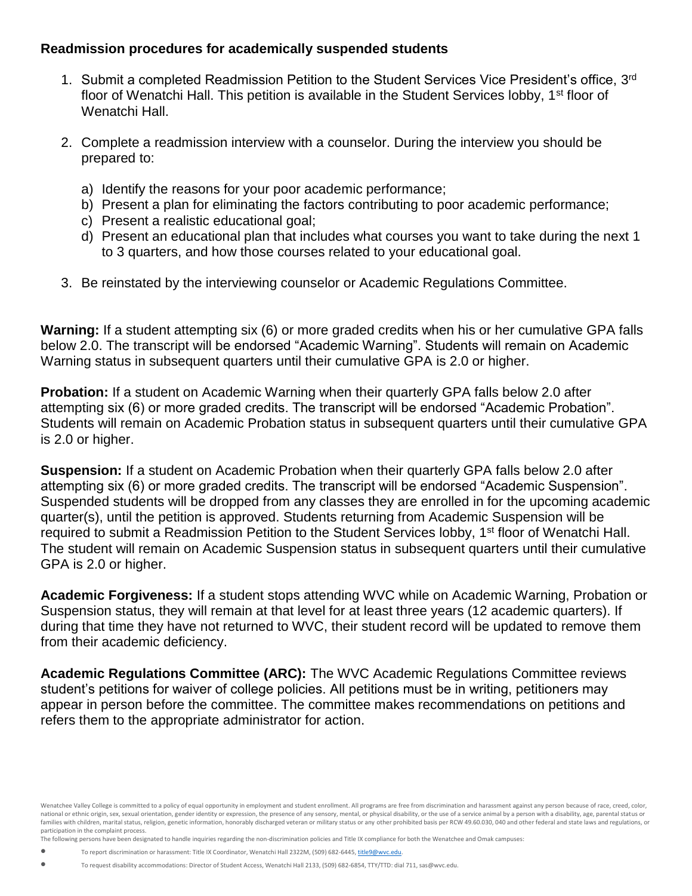**Readmission procedures for academically suspended students**

1. Submit a completed Readmission Petition to the Student Services Vice President's office, 3rd floor of Wenatchi Hall. This petition is available in the Student Services lobby, 1st floor of Wenatchi Hall.

2. Complete a readmission interview with a counselor. During the interview you should be prepared to:

   a) Identify the reasons for your poor academic performance;
   b) Present a plan for eliminating the factors contributing to poor academic performance;
   c) Present a realistic educational goal;
   d) Present an educational plan that includes what courses you want to take during the next 1 to 3 quarters, and how those courses related to your educational goal.

3. Be reinstated by the interviewing counselor or Academic Regulations Committee.

**Warning:** If a student attempting six (6) or more graded credits when his or her cumulative GPA falls below 2.0. The transcript will be endorsed "Academic Warning". Students will remain on Academic Warning status in subsequent quarters until their cumulative GPA is 2.0 or higher.

**Probation:** If a student on Academic Warning when their quarterly GPA falls below 2.0 after attempting six (6) or more graded credits. The transcript will be endorsed "Academic Probation". Students will remain on Academic Probation status in subsequent quarters until their cumulative GPA is 2.0 or higher.

**Suspension:** If a student on Academic Probation when their quarterly GPA falls below 2.0 after attempting six (6) or more graded credits. The transcript will be endorsed "Academic Suspension". Suspended students will be dropped from any classes they are enrolled in for the upcoming academic quarter(s), until the petition is approved. Students returning from Academic Suspension will be required to submit a Readmission Petition to the Student Services lobby, 1st floor of Wenatchi Hall. The student will remain on Academic Suspension status in subsequent quarters until their cumulative GPA is 2.0 or higher.

**Academic Forgiveness:** If a student stops attending WVC while on Academic Warning, Probation or Suspension status, they will remain at that level for at least three years (12 academic quarters). If during that time they have not returned to WVC, their student record will be updated to remove them from their academic deficiency.

**Academic Regulations Committee (ARC):** The WVC Academic Regulations Committee reviews student's petitions for waiver of college policies. All petitions must be in writing, petitioners may appear in person before the committee. The committee makes recommendations on petitions and refers them to the appropriate administrator for action.

Wenatchee Valley College is committed to a policy of equal opportunity in employment and student enrollment. All programs are free from discrimination and harassment against any person because of race, creed, color, national or ethnic origin, sex, sexual orientation, gender identity or expression, the presence of any sensory, mental, or physical disability, or the use of a service animal by a person with a disability, age, parental status or families with children, marital status, religion, genetic information, honorably discharged veteran or military status or any other prohibited basis per RCW 49.60.030, 040 and other federal and state laws and regulations, or participation in the complaint process.
The following persons have been designated to handle inquiries regarding the non-discrimination policies and Title IX compliance for both the Wenatchee and Omak campuses:

- To report discrimination or harassment: Title IX Coordinator, Wenatchi Hall 2322M, (509) 682-6445, title9@wvc.edu.
- To request disability accommodations: Director of Student Access, Wenatchi Hall 2133, (509) 682-6854, TTY/TTD: dial 711, sas@wvc.edu.